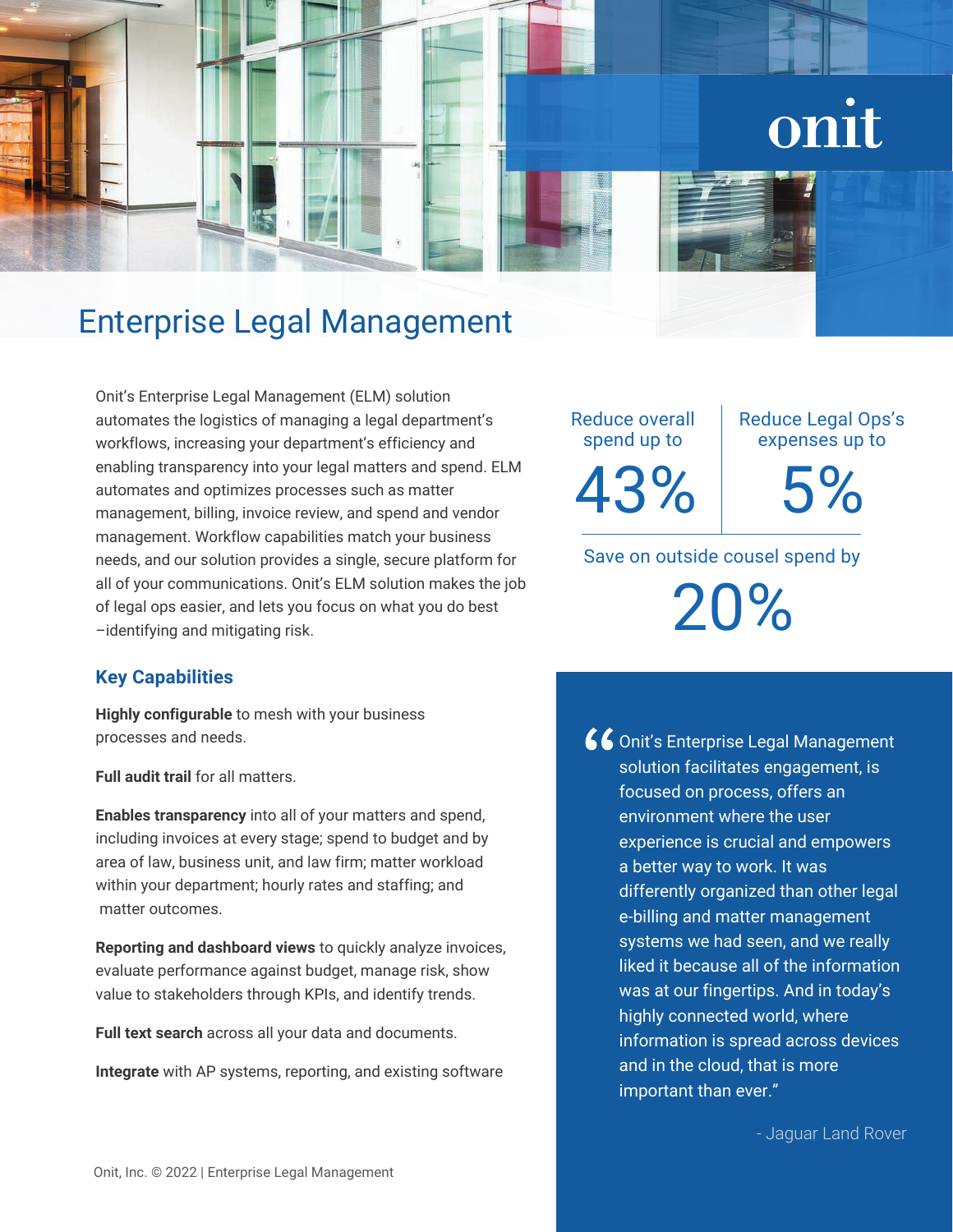onit

# Enterprise Legal Management

Onit's Enterprise Legal Management (ELM) solution automates the logistics of managing a legal department's workflows, increasing your department's efficiency and enabling transparency into your legal matters and spend. ELM automates and optimizes processes such as matter management, billing, invoice review, and spend and vendor management. Workflow capabilities match your business needs, and our solution provides a single, secure platform for all of your communications. Onit's ELM solution makes the job of legal ops easier, and lets you focus on what you do best –identifying and mitigating risk.

## Key Capabilities

**Highly configurable** to mesh with your business processes and needs.

**Full audit trail** for all matters.

**Enables transparency** into all of your matters and spend, including invoices at every stage; spend to budget and by area of law, business unit, and law firm; matter workload within your department; hourly rates and staffing; and matter outcomes.

**Reporting and dashboard views** to quickly analyze invoices, evaluate performance against budget, manage risk, show value to stakeholders through KPIs, and identify trends.

**Full text search** across all your data and documents.

**Integrate** with AP systems, reporting, and existing software

Reduce overall spend up to

**43%**

Reduce Legal Ops's expenses up to

**5%**

Save on outside cousel spend by

**20%**

> "Onit's Enterprise Legal Management solution facilitates engagement, is focused on process, offers an environment where the user experience is crucial and empowers a better way to work. It was differently organized than other legal e-billing and matter management systems we had seen, and we really liked it because all of the information was at our fingertips. And in today's highly connected world, where information is spread across devices and in the cloud, that is more important than ever."
>
> \- Jaguar Land Rover

Onit, Inc. © 2022 | Enterprise Legal Management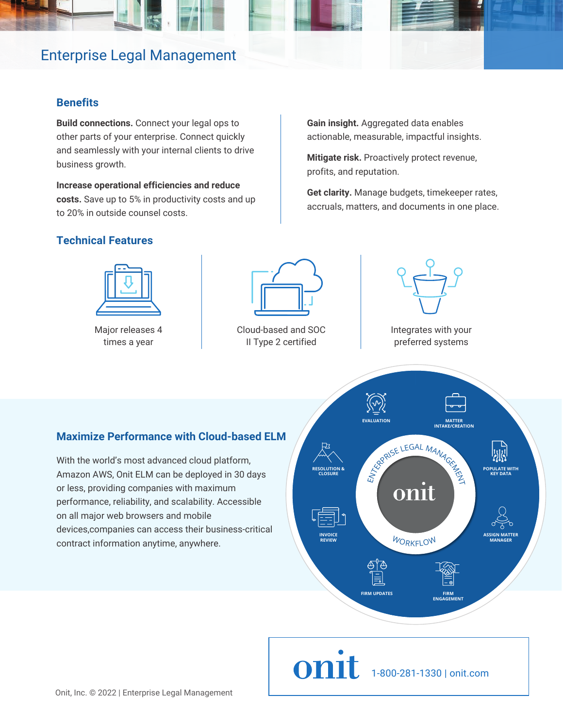# Enterprise Legal Management

## Benefits

**Build connections.** Connect your legal ops to other parts of your enterprise. Connect quickly and seamlessly with your internal clients to drive business growth.

**Increase operational efficiencies and reduce costs.** Save up to 5% in productivity costs and up to 20% in outside counsel costs.

**Gain insight.** Aggregated data enables actionable, measurable, impactful insights.

**Mitigate risk.** Proactively protect revenue, profits, and reputation.

**Get clarity.** Manage budgets, timekeeper rates, accruals, matters, and documents in one place.

## Technical Features

Major releases 4 times a year

Cloud-based and SOC II Type 2 certified

Integrates with your preferred systems

## Maximize Performance with Cloud-based ELM

With the world's most advanced cloud platform, Amazon AWS, Onit ELM can be deployed in 30 days or less, providing companies with maximum performance, reliability, and scalability. Accessible on all major web browsers and mobile devices,companies can access their business-critical contract information anytime, anywhere.

EVALUATION
MATTER INTAKE/CREATION
POPULATE WITH KEY DATA
ASSIGN MATTER MANAGER
FIRM ENGAGEMENT
FIRM UPDATES
INVOICE REVIEW
RESOLUTION & CLOSURE
ENTERPRISE LEGAL MANAGEMENT
onit
WORKFLOW

onit 1-800-281-1330 | onit.com

Onit, Inc. © 2022 | Enterprise Legal Management